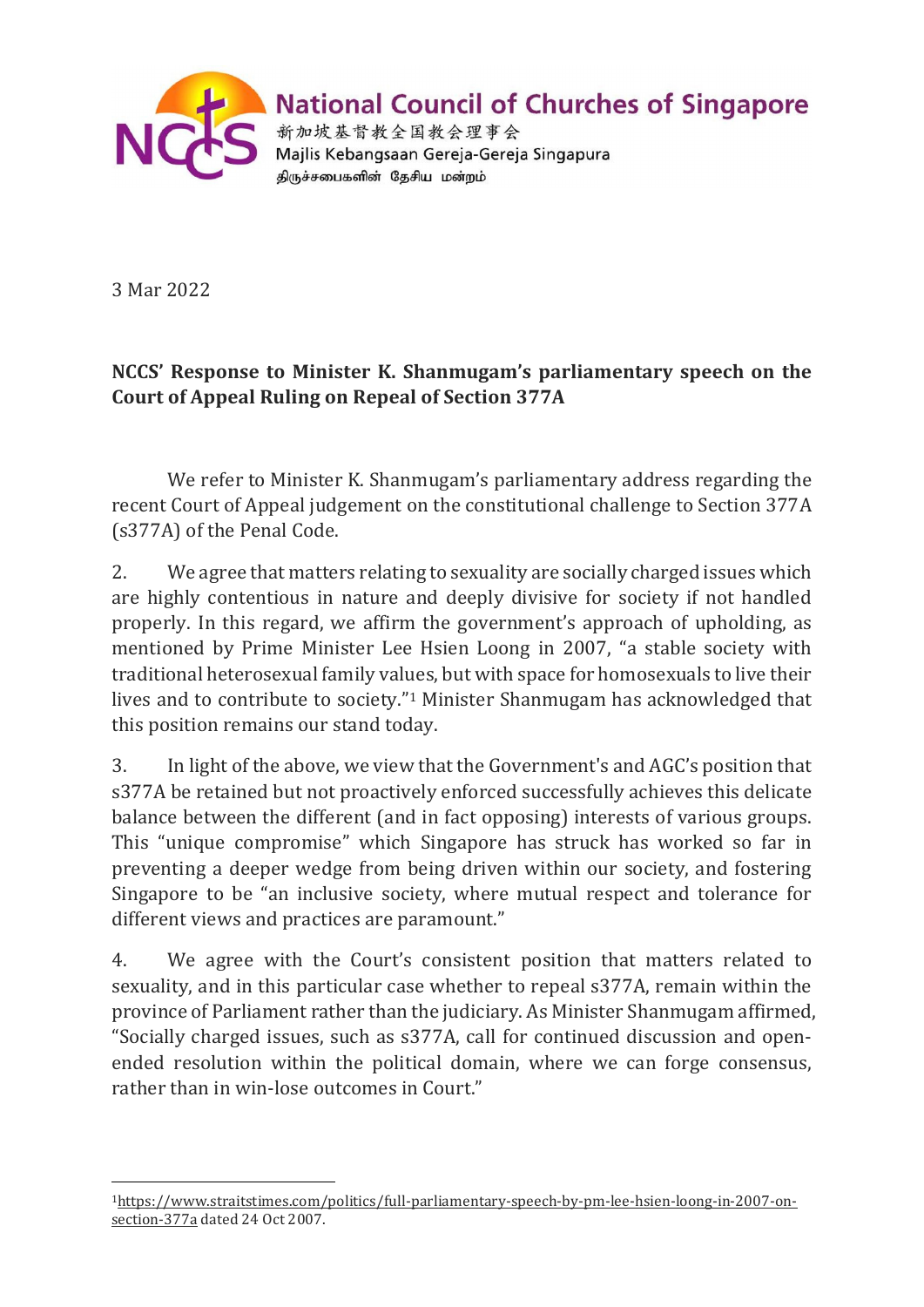National Council of Churches of Singapore
新加坡基督教全国教会理事会
Majlis Kebangsaan Gereja-Gereja Singapura
திருச்சபைகளின் தேசிய மன்றம்

3 Mar 2022

**NCCS' Response to Minister K. Shanmugam's parliamentary speech on the Court of Appeal Ruling on Repeal of Section 377A**

We refer to Minister K. Shanmugam's parliamentary address regarding the recent Court of Appeal judgement on the constitutional challenge to Section 377A (s377A) of the Penal Code.

2. We agree that matters relating to sexuality are socially charged issues which are highly contentious in nature and deeply divisive for society if not handled properly. In this regard, we affirm the government's approach of upholding, as mentioned by Prime Minister Lee Hsien Loong in 2007, "a stable society with traditional heterosexual family values, but with space for homosexuals to live their lives and to contribute to society."[1] Minister Shanmugam has acknowledged that this position remains our stand today.

3. In light of the above, we view that the Government's and AGC's position that s377A be retained but not proactively enforced successfully achieves this delicate balance between the different (and in fact opposing) interests of various groups. This "unique compromise" which Singapore has struck has worked so far in preventing a deeper wedge from being driven within our society, and fostering Singapore to be "an inclusive society, where mutual respect and tolerance for different views and practices are paramount."

4. We agree with the Court's consistent position that matters related to sexuality, and in this particular case whether to repeal s377A, remain within the province of Parliament rather than the judiciary. As Minister Shanmugam affirmed, "Socially charged issues, such as s377A, call for continued discussion and open-ended resolution within the political domain, where we can forge consensus, rather than in win-lose outcomes in Court."

---

[1] https://www.straitstimes.com/politics/full-parliamentary-speech-by-pm-lee-hsien-loong-in-2007-on-section-377a dated 24 Oct 2007.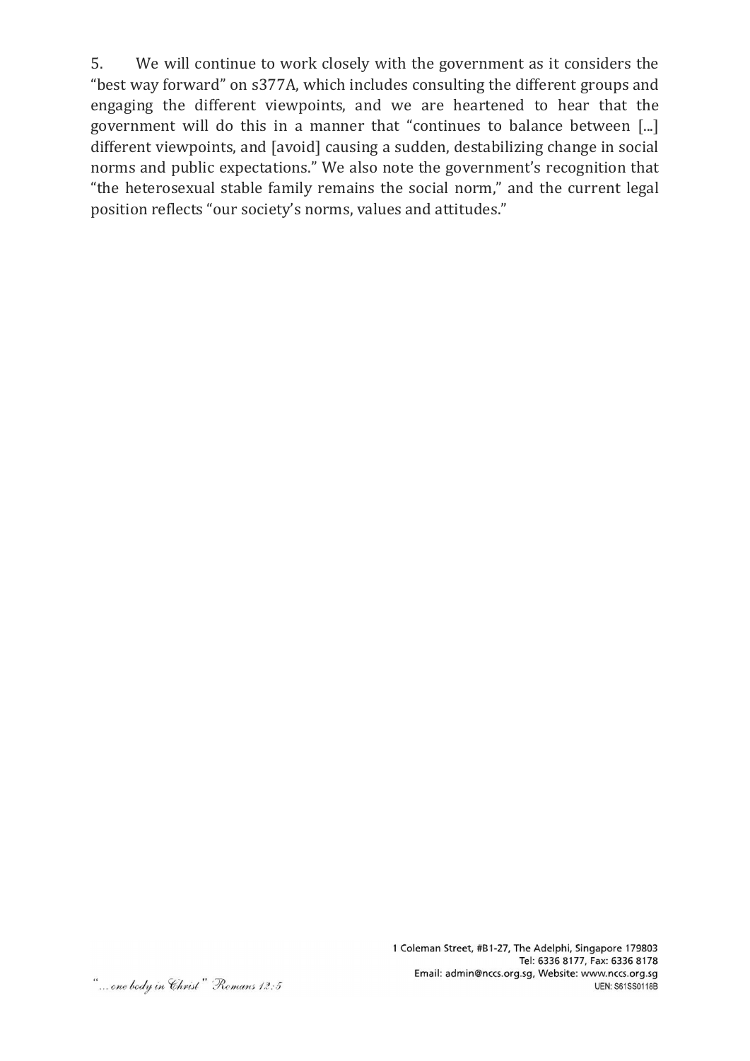5. We will continue to work closely with the government as it considers the "best way forward" on s377A, which includes consulting the different groups and engaging the different viewpoints, and we are heartened to hear that the government will do this in a manner that "continues to balance between [...] different viewpoints, and [avoid] causing a sudden, destabilizing change in social norms and public expectations." We also note the government's recognition that "the heterosexual stable family remains the social norm," and the current legal position reflects "our society's norms, values and attitudes."